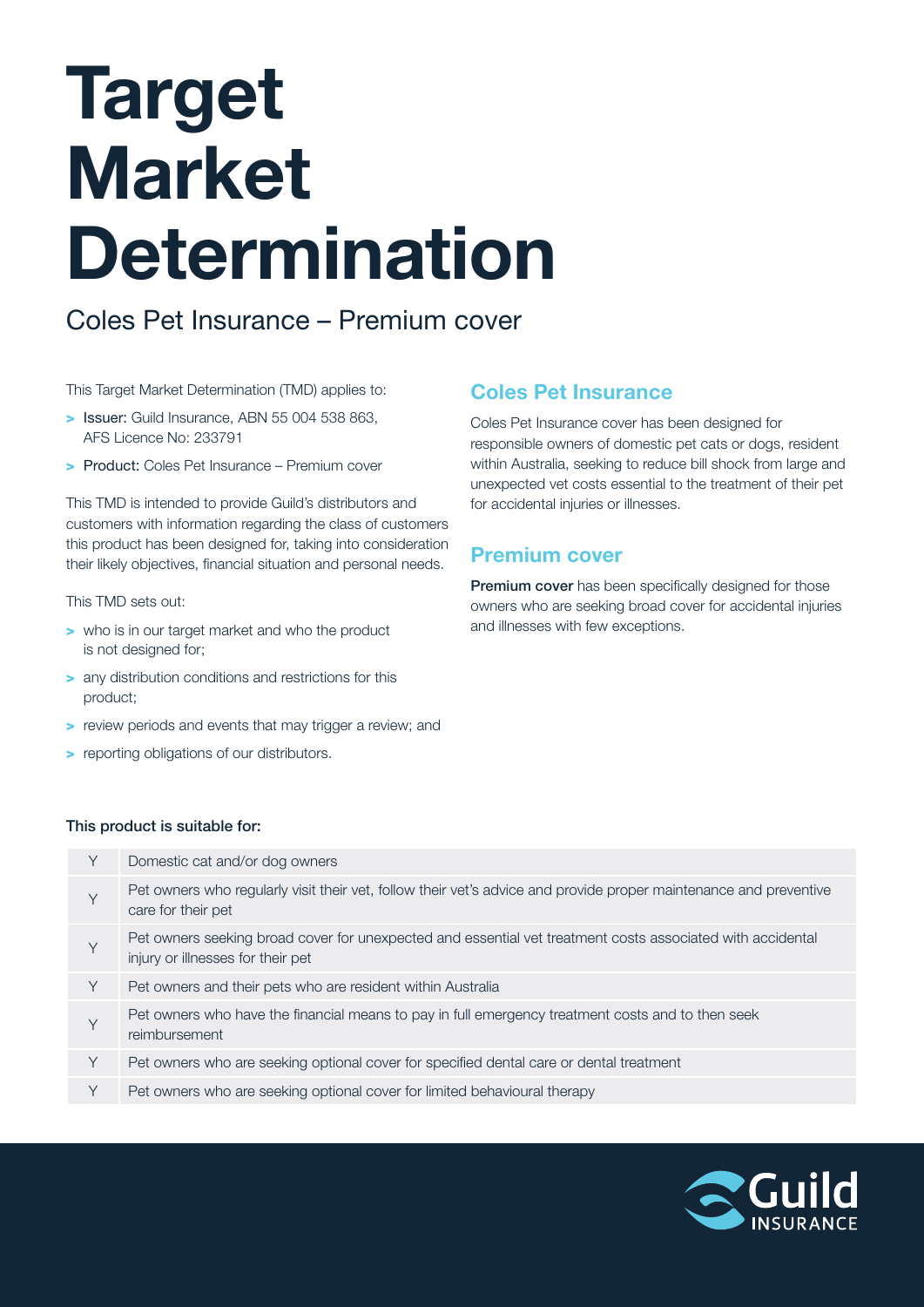# Target Market Determination

Coles Pet Insurance – Premium cover

This Target Market Determination (TMD) applies to:

- **Issuer:** Guild Insurance, ABN 55 004 538 863, AFS Licence No: 233791
- **Product:** Coles Pet Insurance – Premium cover

This TMD is intended to provide Guild's distributors and customers with information regarding the class of customers this product has been designed for, taking into consideration their likely objectives, financial situation and personal needs.

This TMD sets out:

- who is in our target market and who the product is not designed for;
- any distribution conditions and restrictions for this product;
- review periods and events that may trigger a review; and
- reporting obligations of our distributors.

## Coles Pet Insurance

Coles Pet Insurance cover has been designed for responsible owners of domestic pet cats or dogs, resident within Australia, seeking to reduce bill shock from large and unexpected vet costs essential to the treatment of their pet for accidental injuries or illnesses.

## Premium cover

**Premium cover** has been specifically designed for those owners who are seeking broad cover for accidental injuries and illnesses with few exceptions.

**This product is suitable for:**

| | |
|---|---|
| Y | Domestic cat and/or dog owners |
| Y | Pet owners who regularly visit their vet, follow their vet's advice and provide proper maintenance and preventive care for their pet |
| Y | Pet owners seeking broad cover for unexpected and essential vet treatment costs associated with accidental injury or illnesses for their pet |
| Y | Pet owners and their pets who are resident within Australia |
| Y | Pet owners who have the financial means to pay in full emergency treatment costs and to then seek reimbursement |
| Y | Pet owners who are seeking optional cover for specified dental care or dental treatment |
| Y | Pet owners who are seeking optional cover for limited behavioural therapy |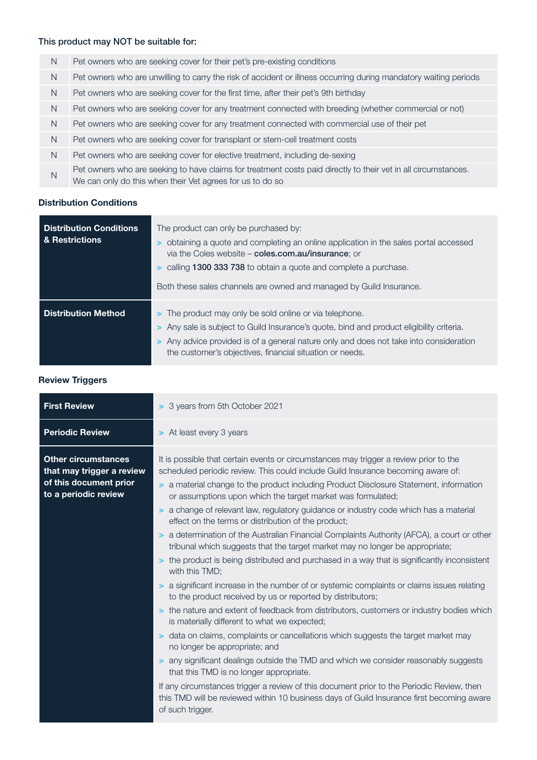### This product may NOT be suitable for:

| | |
|---|---|
| N | Pet owners who are seeking cover for their pet's pre-existing conditions |
| N | Pet owners who are unwilling to carry the risk of accident or illness occurring during mandatory waiting periods |
| N | Pet owners who are seeking cover for the first time, after their pet's 9th birthday |
| N | Pet owners who are seeking cover for any treatment connected with breeding (whether commercial or not) |
| N | Pet owners who are seeking cover for any treatment connected with commercial use of their pet |
| N | Pet owners who are seeking cover for transplant or stem-cell treatment costs |
| N | Pet owners who are seeking cover for elective treatment, including de-sexing |
| N | Pet owners who are seeking to have claims for treatment costs paid directly to their vet in all circumstances. We can only do this when their Vet agrees for us to do so |

### Distribution Conditions

| | |
|---|---|
| **Distribution Conditions & Restrictions** | The product can only be purchased by:<br>> obtaining a quote and completing an online application in the sales portal accessed via the Coles website – **coles.com.au/insurance**; or<br>> calling **1300 333 738** to obtain a quote and complete a purchase.<br><br>Both these sales channels are owned and managed by Guild Insurance. |
| **Distribution Method** | > The product may only be sold online or via telephone.<br>> Any sale is subject to Guild Insurance's quote, bind and product eligibility criteria.<br>> Any advice provided is of a general nature only and does not take into consideration the customer's objectives, financial situation or needs. |

### Review Triggers

| | |
|---|---|
| **First Review** | > 3 years from 5th October 2021 |
| **Periodic Review** | > At least every 3 years |
| **Other circumstances that may trigger a review of this document prior to a periodic review** | It is possible that certain events or circumstances may trigger a review prior to the scheduled periodic review. This could include Guild Insurance becoming aware of:<br>> a material change to the product including Product Disclosure Statement, information or assumptions upon which the target market was formulated;<br>> a change of relevant law, regulatory guidance or industry code which has a material effect on the terms or distribution of the product;<br>> a determination of the Australian Financial Complaints Authority (AFCA), a court or other tribunal which suggests that the target market may no longer be appropriate;<br>> the product is being distributed and purchased in a way that is significantly inconsistent with this TMD;<br>> a significant increase in the number of or systemic complaints or claims issues relating to the product received by us or reported by distributors;<br>> the nature and extent of feedback from distributors, customers or industry bodies which is materially different to what we expected;<br>> data on claims, complaints or cancellations which suggests the target market may no longer be appropriate; and<br>> any significant dealings outside the TMD and which we consider reasonably suggests that this TMD is no longer appropriate.<br><br>If any circumstances trigger a review of this document prior to the Periodic Review, then this TMD will be reviewed within 10 business days of Guild Insurance first becoming aware of such trigger. |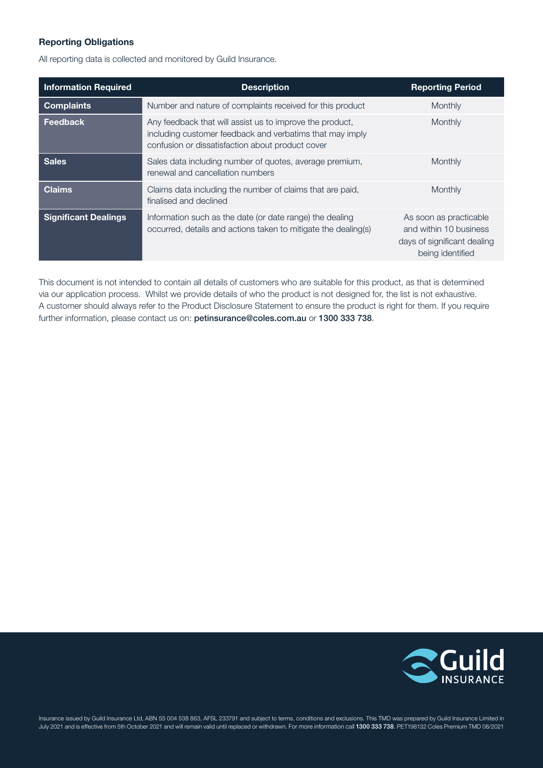### Reporting Obligations

All reporting data is collected and monitored by Guild Insurance.

| Information Required | Description | Reporting Period |
|---|---|---|
| **Complaints** | Number and nature of complaints received for this product | Monthly |
| **Feedback** | Any feedback that will assist us to improve the product, including customer feedback and verbatims that may imply confusion or dissatisfaction about product cover | Monthly |
| **Sales** | Sales data including number of quotes, average premium, renewal and cancellation numbers | Monthly |
| **Claims** | Claims data including the number of claims that are paid, finalised and declined | Monthly |
| **Significant Dealings** | Information such as the date (or date range) the dealing occurred, details and actions taken to mitigate the dealing(s) | As soon as practicable and within 10 business days of significant dealing being identified |

This document is not intended to contain all details of customers who are suitable for this product, as that is determined via our application process. Whilst we provide details of who the product is not designed for, the list is not exhaustive. A customer should always refer to the Product Disclosure Statement to ensure the product is right for them. If you require further information, please contact us on: **petinsurance@coles.com.au** or **1300 333 738**.

Guild INSURANCE

Insurance issued by Guild Insurance Ltd, ABN 55 004 538 863, AFSL 233791 and subject to terms, conditions and exclusions. This TMD was prepared by Guild Insurance Limited in July 2021 and is effective from 5th October 2021 and will remain valid until replaced or withdrawn. For more information call **1300 333 738**. PET198132 Coles Premium TMD 08/2021